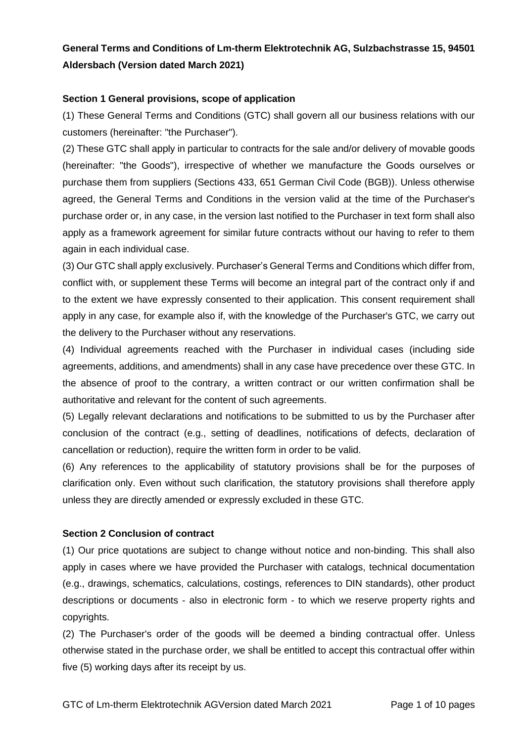**General Terms and Conditions of Lm-therm Elektrotechnik AG, Sulzbachstrasse 15, 94501 Aldersbach (Version dated March 2021)**

**Section 1 General provisions, scope of application**

(1) These General Terms and Conditions (GTC) shall govern all our business relations with our customers (hereinafter: "the Purchaser").

(2) These GTC shall apply in particular to contracts for the sale and/or delivery of movable goods (hereinafter: "the Goods"), irrespective of whether we manufacture the Goods ourselves or purchase them from suppliers (Sections 433, 651 German Civil Code (BGB)). Unless otherwise agreed, the General Terms and Conditions in the version valid at the time of the Purchaser's purchase order or, in any case, in the version last notified to the Purchaser in text form shall also apply as a framework agreement for similar future contracts without our having to refer to them again in each individual case.

(3) Our GTC shall apply exclusively. Purchaser's General Terms and Conditions which differ from, conflict with, or supplement these Terms will become an integral part of the contract only if and to the extent we have expressly consented to their application. This consent requirement shall apply in any case, for example also if, with the knowledge of the Purchaser's GTC, we carry out the delivery to the Purchaser without any reservations.

(4) Individual agreements reached with the Purchaser in individual cases (including side agreements, additions, and amendments) shall in any case have precedence over these GTC. In the absence of proof to the contrary, a written contract or our written confirmation shall be authoritative and relevant for the content of such agreements.

(5) Legally relevant declarations and notifications to be submitted to us by the Purchaser after conclusion of the contract (e.g., setting of deadlines, notifications of defects, declaration of cancellation or reduction), require the written form in order to be valid.

(6) Any references to the applicability of statutory provisions shall be for the purposes of clarification only. Even without such clarification, the statutory provisions shall therefore apply unless they are directly amended or expressly excluded in these GTC.

**Section 2 Conclusion of contract**

(1) Our price quotations are subject to change without notice and non-binding. This shall also apply in cases where we have provided the Purchaser with catalogs, technical documentation (e.g., drawings, schematics, calculations, costings, references to DIN standards), other product descriptions or documents - also in electronic form - to which we reserve property rights and copyrights.

(2) The Purchaser's order of the goods will be deemed a binding contractual offer. Unless otherwise stated in the purchase order, we shall be entitled to accept this contractual offer within five (5) working days after its receipt by us.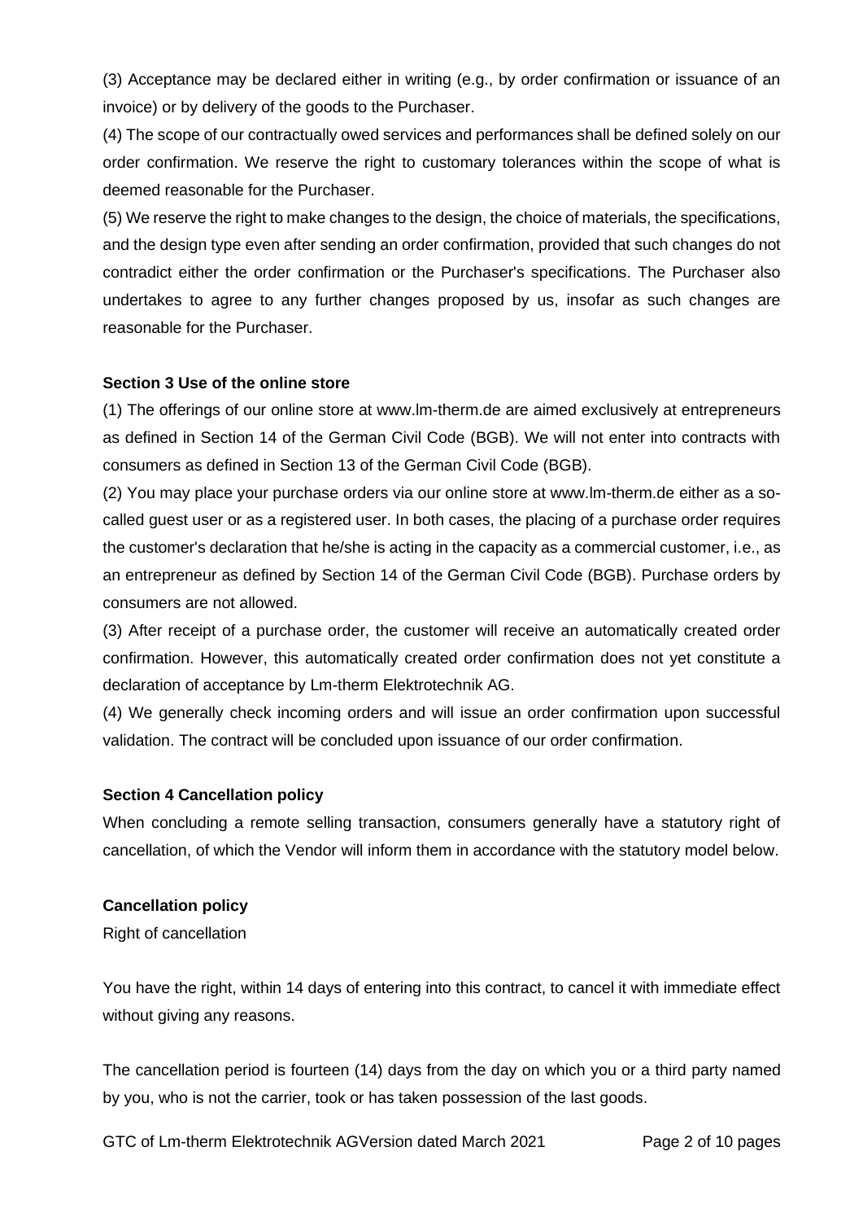(3) Acceptance may be declared either in writing (e.g., by order confirmation or issuance of an invoice) or by delivery of the goods to the Purchaser.

(4) The scope of our contractually owed services and performances shall be defined solely on our order confirmation. We reserve the right to customary tolerances within the scope of what is deemed reasonable for the Purchaser.

(5) We reserve the right to make changes to the design, the choice of materials, the specifications, and the design type even after sending an order confirmation, provided that such changes do not contradict either the order confirmation or the Purchaser's specifications. The Purchaser also undertakes to agree to any further changes proposed by us, insofar as such changes are reasonable for the Purchaser.

**Section 3 Use of the online store**

(1) The offerings of our online store at www.lm-therm.de are aimed exclusively at entrepreneurs as defined in Section 14 of the German Civil Code (BGB). We will not enter into contracts with consumers as defined in Section 13 of the German Civil Code (BGB).

(2) You may place your purchase orders via our online store at www.lm-therm.de either as a so-called guest user or as a registered user. In both cases, the placing of a purchase order requires the customer's declaration that he/she is acting in the capacity as a commercial customer, i.e., as an entrepreneur as defined by Section 14 of the German Civil Code (BGB). Purchase orders by consumers are not allowed.

(3) After receipt of a purchase order, the customer will receive an automatically created order confirmation. However, this automatically created order confirmation does not yet constitute a declaration of acceptance by Lm-therm Elektrotechnik AG.

(4) We generally check incoming orders and will issue an order confirmation upon successful validation. The contract will be concluded upon issuance of our order confirmation.

**Section 4 Cancellation policy**

When concluding a remote selling transaction, consumers generally have a statutory right of cancellation, of which the Vendor will inform them in accordance with the statutory model below.

**Cancellation policy**

Right of cancellation

You have the right, within 14 days of entering into this contract, to cancel it with immediate effect without giving any reasons.

The cancellation period is fourteen (14) days from the day on which you or a third party named by you, who is not the carrier, took or has taken possession of the last goods.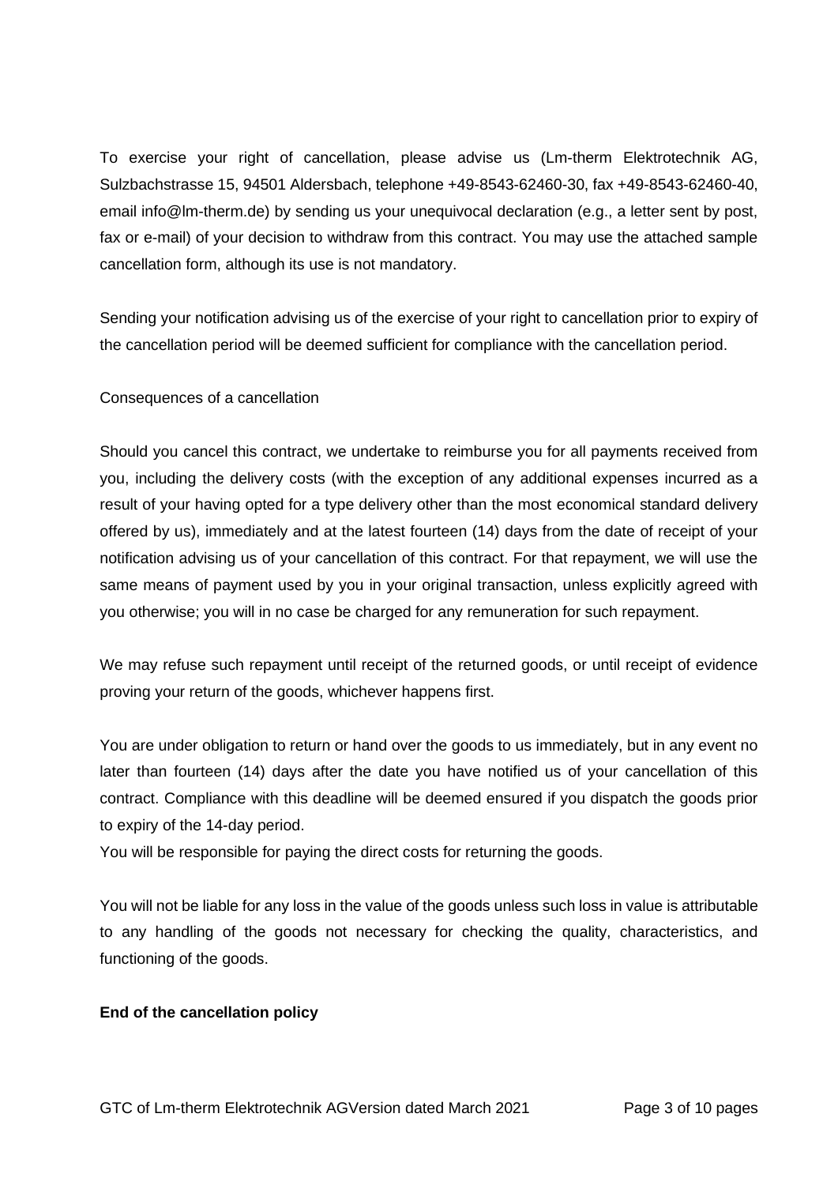To exercise your right of cancellation, please advise us (Lm-therm Elektrotechnik AG, Sulzbachstrasse 15, 94501 Aldersbach, telephone +49-8543-62460-30, fax +49-8543-62460-40, email info@lm-therm.de) by sending us your unequivocal declaration (e.g., a letter sent by post, fax or e-mail) of your decision to withdraw from this contract. You may use the attached sample cancellation form, although its use is not mandatory.

Sending your notification advising us of the exercise of your right to cancellation prior to expiry of the cancellation period will be deemed sufficient for compliance with the cancellation period.

Consequences of a cancellation

Should you cancel this contract, we undertake to reimburse you for all payments received from you, including the delivery costs (with the exception of any additional expenses incurred as a result of your having opted for a type delivery other than the most economical standard delivery offered by us), immediately and at the latest fourteen (14) days from the date of receipt of your notification advising us of your cancellation of this contract. For that repayment, we will use the same means of payment used by you in your original transaction, unless explicitly agreed with you otherwise; you will in no case be charged for any remuneration for such repayment.

We may refuse such repayment until receipt of the returned goods, or until receipt of evidence proving your return of the goods, whichever happens first.

You are under obligation to return or hand over the goods to us immediately, but in any event no later than fourteen (14) days after the date you have notified us of your cancellation of this contract. Compliance with this deadline will be deemed ensured if you dispatch the goods prior to expiry of the 14-day period.
You will be responsible for paying the direct costs for returning the goods.

You will not be liable for any loss in the value of the goods unless such loss in value is attributable to any handling of the goods not necessary for checking the quality, characteristics, and functioning of the goods.

**End of the cancellation policy**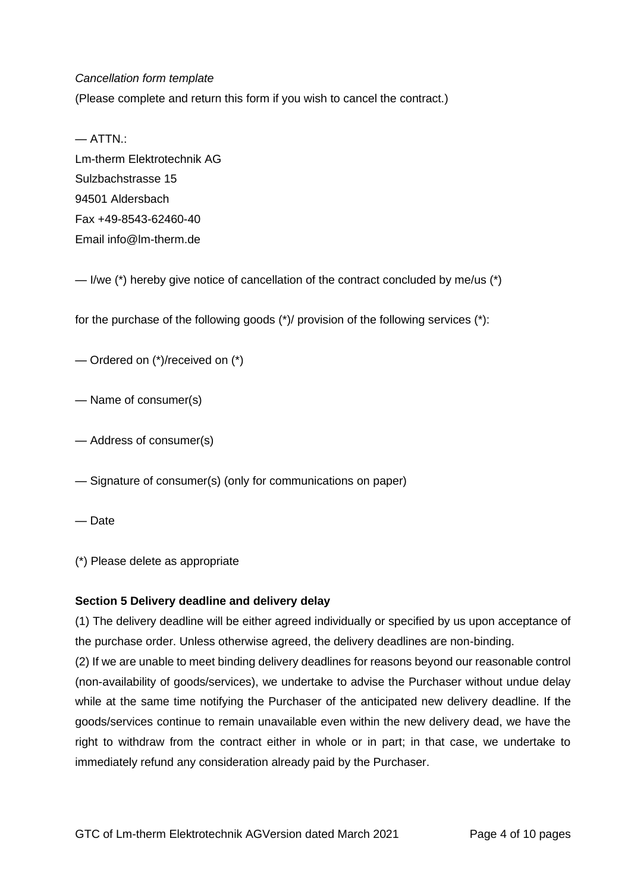*Cancellation form template*

(Please complete and return this form if you wish to cancel the contract.)

— ATTN.:
Lm-therm Elektrotechnik AG
Sulzbachstrasse 15
94501 Aldersbach
Fax +49-8543-62460-40
Email info@lm-therm.de

— I/we (*) hereby give notice of cancellation of the contract concluded by me/us (*)

for the purchase of the following goods (*)/ provision of the following services (*):

— Ordered on (*)/received on (*)

— Name of consumer(s)

— Address of consumer(s)

— Signature of consumer(s) (only for communications on paper)

— Date

(*) Please delete as appropriate

**Section 5 Delivery deadline and delivery delay**

(1) The delivery deadline will be either agreed individually or specified by us upon acceptance of the purchase order. Unless otherwise agreed, the delivery deadlines are non-binding.

(2) If we are unable to meet binding delivery deadlines for reasons beyond our reasonable control (non-availability of goods/services), we undertake to advise the Purchaser without undue delay while at the same time notifying the Purchaser of the anticipated new delivery deadline. If the goods/services continue to remain unavailable even within the new delivery dead, we have the right to withdraw from the contract either in whole or in part; in that case, we undertake to immediately refund any consideration already paid by the Purchaser.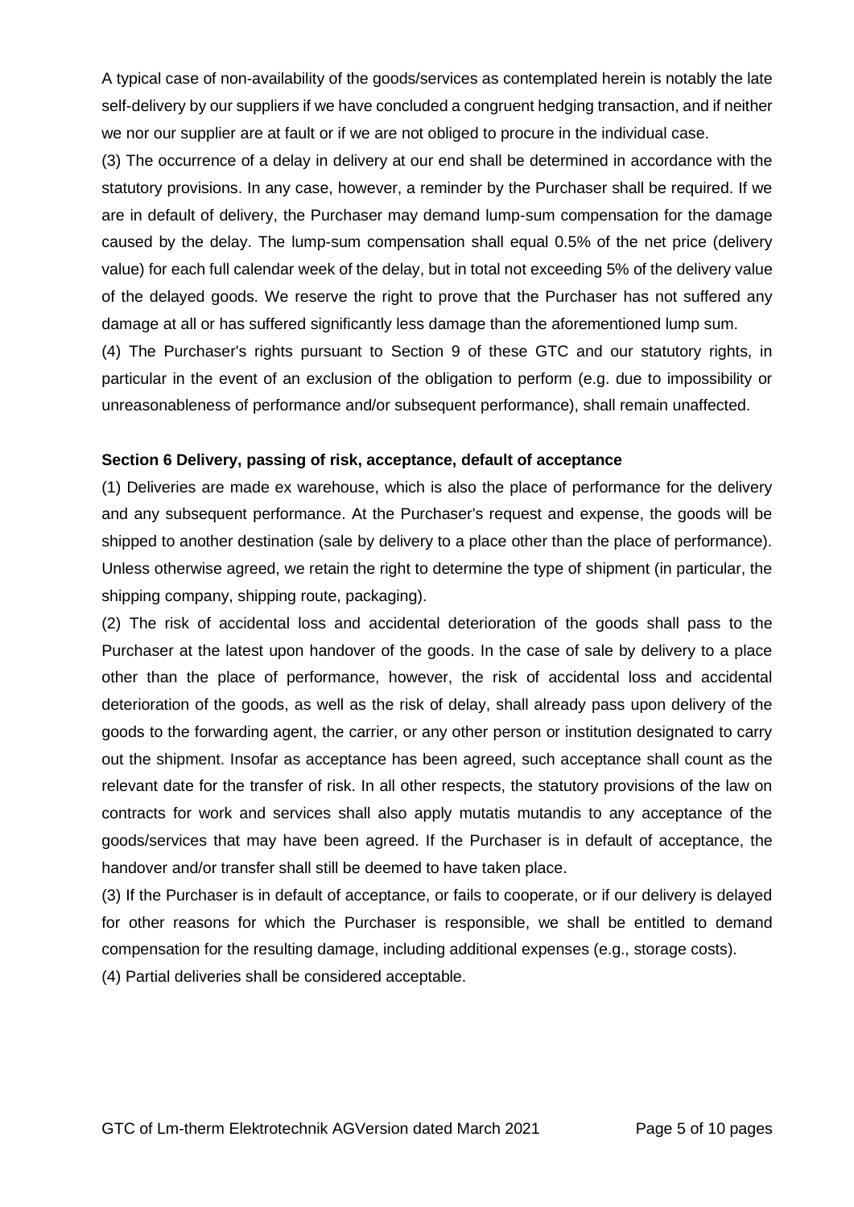A typical case of non-availability of the goods/services as contemplated herein is notably the late self-delivery by our suppliers if we have concluded a congruent hedging transaction, and if neither we nor our supplier are at fault or if we are not obliged to procure in the individual case.

(3) The occurrence of a delay in delivery at our end shall be determined in accordance with the statutory provisions. In any case, however, a reminder by the Purchaser shall be required. If we are in default of delivery, the Purchaser may demand lump-sum compensation for the damage caused by the delay. The lump-sum compensation shall equal 0.5% of the net price (delivery value) for each full calendar week of the delay, but in total not exceeding 5% of the delivery value of the delayed goods. We reserve the right to prove that the Purchaser has not suffered any damage at all or has suffered significantly less damage than the aforementioned lump sum.

(4) The Purchaser's rights pursuant to Section 9 of these GTC and our statutory rights, in particular in the event of an exclusion of the obligation to perform (e.g. due to impossibility or unreasonableness of performance and/or subsequent performance), shall remain unaffected.

**Section 6 Delivery, passing of risk, acceptance, default of acceptance**

(1) Deliveries are made ex warehouse, which is also the place of performance for the delivery and any subsequent performance. At the Purchaser's request and expense, the goods will be shipped to another destination (sale by delivery to a place other than the place of performance). Unless otherwise agreed, we retain the right to determine the type of shipment (in particular, the shipping company, shipping route, packaging).

(2) The risk of accidental loss and accidental deterioration of the goods shall pass to the Purchaser at the latest upon handover of the goods. In the case of sale by delivery to a place other than the place of performance, however, the risk of accidental loss and accidental deterioration of the goods, as well as the risk of delay, shall already pass upon delivery of the goods to the forwarding agent, the carrier, or any other person or institution designated to carry out the shipment. Insofar as acceptance has been agreed, such acceptance shall count as the relevant date for the transfer of risk. In all other respects, the statutory provisions of the law on contracts for work and services shall also apply mutatis mutandis to any acceptance of the goods/services that may have been agreed. If the Purchaser is in default of acceptance, the handover and/or transfer shall still be deemed to have taken place.

(3) If the Purchaser is in default of acceptance, or fails to cooperate, or if our delivery is delayed for other reasons for which the Purchaser is responsible, we shall be entitled to demand compensation for the resulting damage, including additional expenses (e.g., storage costs).

(4) Partial deliveries shall be considered acceptable.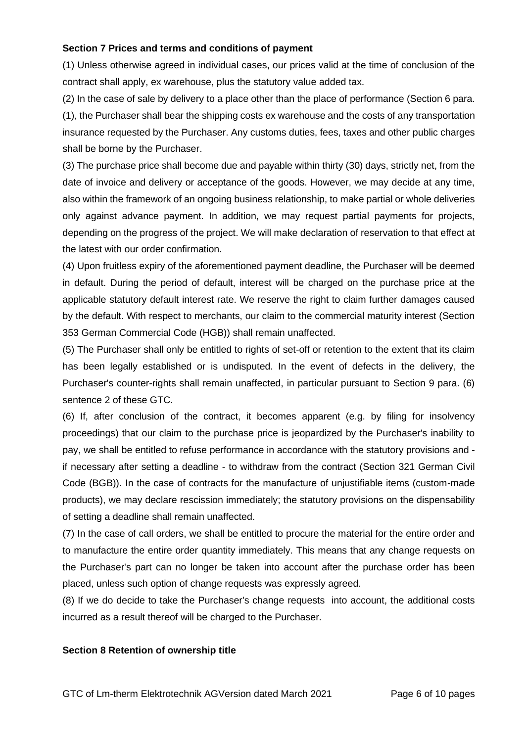**Section 7 Prices and terms and conditions of payment**

(1) Unless otherwise agreed in individual cases, our prices valid at the time of conclusion of the contract shall apply, ex warehouse, plus the statutory value added tax.

(2) In the case of sale by delivery to a place other than the place of performance (Section 6 para. (1), the Purchaser shall bear the shipping costs ex warehouse and the costs of any transportation insurance requested by the Purchaser. Any customs duties, fees, taxes and other public charges shall be borne by the Purchaser.

(3) The purchase price shall become due and payable within thirty (30) days, strictly net, from the date of invoice and delivery or acceptance of the goods. However, we may decide at any time, also within the framework of an ongoing business relationship, to make partial or whole deliveries only against advance payment. In addition, we may request partial payments for projects, depending on the progress of the project. We will make declaration of reservation to that effect at the latest with our order confirmation.

(4) Upon fruitless expiry of the aforementioned payment deadline, the Purchaser will be deemed in default. During the period of default, interest will be charged on the purchase price at the applicable statutory default interest rate. We reserve the right to claim further damages caused by the default. With respect to merchants, our claim to the commercial maturity interest (Section 353 German Commercial Code (HGB)) shall remain unaffected.

(5) The Purchaser shall only be entitled to rights of set-off or retention to the extent that its claim has been legally established or is undisputed. In the event of defects in the delivery, the Purchaser's counter-rights shall remain unaffected, in particular pursuant to Section 9 para. (6) sentence 2 of these GTC.

(6) If, after conclusion of the contract, it becomes apparent (e.g. by filing for insolvency proceedings) that our claim to the purchase price is jeopardized by the Purchaser's inability to pay, we shall be entitled to refuse performance in accordance with the statutory provisions and - if necessary after setting a deadline - to withdraw from the contract (Section 321 German Civil Code (BGB)). In the case of contracts for the manufacture of unjustifiable items (custom-made products), we may declare rescission immediately; the statutory provisions on the dispensability of setting a deadline shall remain unaffected.

(7) In the case of call orders, we shall be entitled to procure the material for the entire order and to manufacture the entire order quantity immediately. This means that any change requests on the Purchaser's part can no longer be taken into account after the purchase order has been placed, unless such option of change requests was expressly agreed.

(8) If we do decide to take the Purchaser's change requests into account, the additional costs incurred as a result thereof will be charged to the Purchaser.

**Section 8 Retention of ownership title**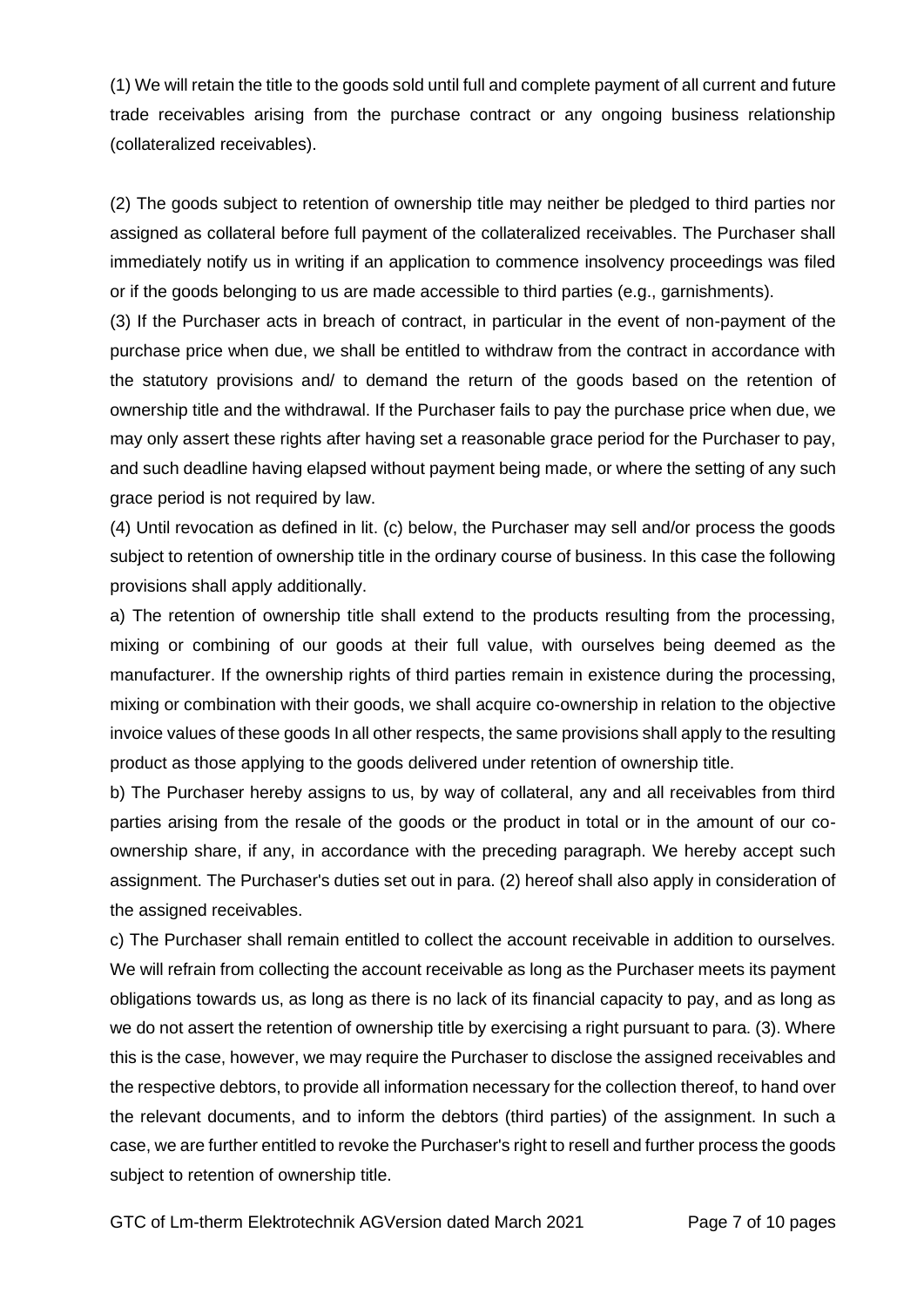(1) We will retain the title to the goods sold until full and complete payment of all current and future trade receivables arising from the purchase contract or any ongoing business relationship (collateralized receivables).

(2) The goods subject to retention of ownership title may neither be pledged to third parties nor assigned as collateral before full payment of the collateralized receivables. The Purchaser shall immediately notify us in writing if an application to commence insolvency proceedings was filed or if the goods belonging to us are made accessible to third parties (e.g., garnishments).

(3) If the Purchaser acts in breach of contract, in particular in the event of non-payment of the purchase price when due, we shall be entitled to withdraw from the contract in accordance with the statutory provisions and/ to demand the return of the goods based on the retention of ownership title and the withdrawal. If the Purchaser fails to pay the purchase price when due, we may only assert these rights after having set a reasonable grace period for the Purchaser to pay, and such deadline having elapsed without payment being made, or where the setting of any such grace period is not required by law.

(4) Until revocation as defined in lit. (c) below, the Purchaser may sell and/or process the goods subject to retention of ownership title in the ordinary course of business. In this case the following provisions shall apply additionally.

a) The retention of ownership title shall extend to the products resulting from the processing, mixing or combining of our goods at their full value, with ourselves being deemed as the manufacturer. If the ownership rights of third parties remain in existence during the processing, mixing or combination with their goods, we shall acquire co-ownership in relation to the objective invoice values of these goods In all other respects, the same provisions shall apply to the resulting product as those applying to the goods delivered under retention of ownership title.

b) The Purchaser hereby assigns to us, by way of collateral, any and all receivables from third parties arising from the resale of the goods or the product in total or in the amount of our co-ownership share, if any, in accordance with the preceding paragraph. We hereby accept such assignment. The Purchaser's duties set out in para. (2) hereof shall also apply in consideration of the assigned receivables.

c) The Purchaser shall remain entitled to collect the account receivable in addition to ourselves. We will refrain from collecting the account receivable as long as the Purchaser meets its payment obligations towards us, as long as there is no lack of its financial capacity to pay, and as long as we do not assert the retention of ownership title by exercising a right pursuant to para. (3). Where this is the case, however, we may require the Purchaser to disclose the assigned receivables and the respective debtors, to provide all information necessary for the collection thereof, to hand over the relevant documents, and to inform the debtors (third parties) of the assignment. In such a case, we are further entitled to revoke the Purchaser's right to resell and further process the goods subject to retention of ownership title.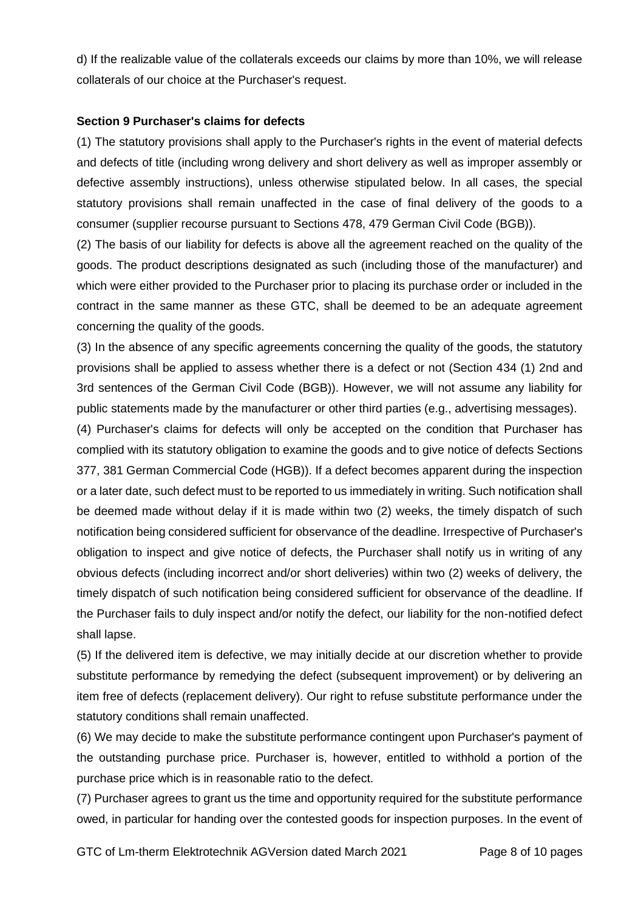d) If the realizable value of the collaterals exceeds our claims by more than 10%, we will release collaterals of our choice at the Purchaser's request.

**Section 9 Purchaser's claims for defects**

(1) The statutory provisions shall apply to the Purchaser's rights in the event of material defects and defects of title (including wrong delivery and short delivery as well as improper assembly or defective assembly instructions), unless otherwise stipulated below. In all cases, the special statutory provisions shall remain unaffected in the case of final delivery of the goods to a consumer (supplier recourse pursuant to Sections 478, 479 German Civil Code (BGB)).

(2) The basis of our liability for defects is above all the agreement reached on the quality of the goods. The product descriptions designated as such (including those of the manufacturer) and which were either provided to the Purchaser prior to placing its purchase order or included in the contract in the same manner as these GTC, shall be deemed to be an adequate agreement concerning the quality of the goods.

(3) In the absence of any specific agreements concerning the quality of the goods, the statutory provisions shall be applied to assess whether there is a defect or not (Section 434 (1) 2nd and 3rd sentences of the German Civil Code (BGB)). However, we will not assume any liability for public statements made by the manufacturer or other third parties (e.g., advertising messages).

(4) Purchaser's claims for defects will only be accepted on the condition that Purchaser has complied with its statutory obligation to examine the goods and to give notice of defects Sections 377, 381 German Commercial Code (HGB)). If a defect becomes apparent during the inspection or a later date, such defect must to be reported to us immediately in writing. Such notification shall be deemed made without delay if it is made within two (2) weeks, the timely dispatch of such notification being considered sufficient for observance of the deadline. Irrespective of Purchaser's obligation to inspect and give notice of defects, the Purchaser shall notify us in writing of any obvious defects (including incorrect and/or short deliveries) within two (2) weeks of delivery, the timely dispatch of such notification being considered sufficient for observance of the deadline. If the Purchaser fails to duly inspect and/or notify the defect, our liability for the non-notified defect shall lapse.

(5) If the delivered item is defective, we may initially decide at our discretion whether to provide substitute performance by remedying the defect (subsequent improvement) or by delivering an item free of defects (replacement delivery). Our right to refuse substitute performance under the statutory conditions shall remain unaffected.

(6) We may decide to make the substitute performance contingent upon Purchaser's payment of the outstanding purchase price. Purchaser is, however, entitled to withhold a portion of the purchase price which is in reasonable ratio to the defect.

(7) Purchaser agrees to grant us the time and opportunity required for the substitute performance owed, in particular for handing over the contested goods for inspection purposes. In the event of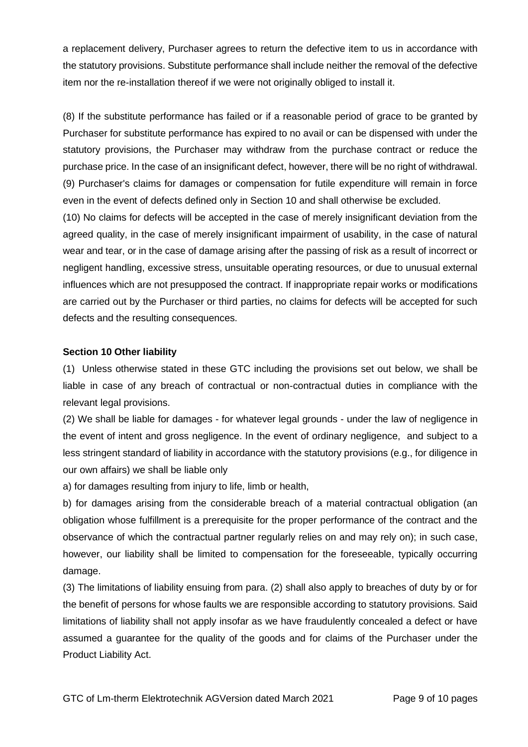a replacement delivery, Purchaser agrees to return the defective item to us in accordance with the statutory provisions. Substitute performance shall include neither the removal of the defective item nor the re-installation thereof if we were not originally obliged to install it.

(8) If the substitute performance has failed or if a reasonable period of grace to be granted by Purchaser for substitute performance has expired to no avail or can be dispensed with under the statutory provisions, the Purchaser may withdraw from the purchase contract or reduce the purchase price. In the case of an insignificant defect, however, there will be no right of withdrawal.
(9) Purchaser's claims for damages or compensation for futile expenditure will remain in force even in the event of defects defined only in Section 10 and shall otherwise be excluded.
(10) No claims for defects will be accepted in the case of merely insignificant deviation from the agreed quality, in the case of merely insignificant impairment of usability, in the case of natural wear and tear, or in the case of damage arising after the passing of risk as a result of incorrect or negligent handling, excessive stress, unsuitable operating resources, or due to unusual external influences which are not presupposed the contract. If inappropriate repair works or modifications are carried out by the Purchaser or third parties, no claims for defects will be accepted for such defects and the resulting consequences.

**Section 10 Other liability**

(1) Unless otherwise stated in these GTC including the provisions set out below, we shall be liable in case of any breach of contractual or non-contractual duties in compliance with the relevant legal provisions.
(2) We shall be liable for damages - for whatever legal grounds - under the law of negligence in the event of intent and gross negligence. In the event of ordinary negligence, and subject to a less stringent standard of liability in accordance with the statutory provisions (e.g., for diligence in our own affairs) we shall be liable only
a) for damages resulting from injury to life, limb or health,
b) for damages arising from the considerable breach of a material contractual obligation (an obligation whose fulfillment is a prerequisite for the proper performance of the contract and the observance of which the contractual partner regularly relies on and may rely on); in such case, however, our liability shall be limited to compensation for the foreseeable, typically occurring damage.
(3) The limitations of liability ensuing from para. (2) shall also apply to breaches of duty by or for the benefit of persons for whose faults we are responsible according to statutory provisions. Said limitations of liability shall not apply insofar as we have fraudulently concealed a defect or have assumed a guarantee for the quality of the goods and for claims of the Purchaser under the Product Liability Act.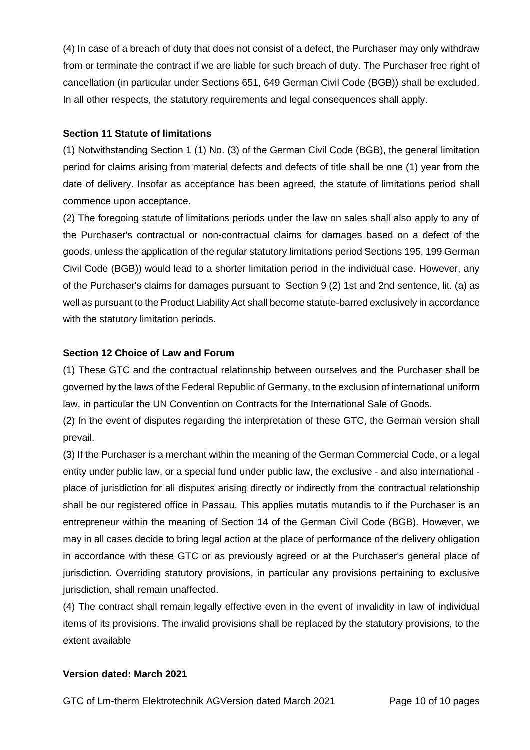(4) In case of a breach of duty that does not consist of a defect, the Purchaser may only withdraw from or terminate the contract if we are liable for such breach of duty. The Purchaser free right of cancellation (in particular under Sections 651, 649 German Civil Code (BGB)) shall be excluded. In all other respects, the statutory requirements and legal consequences shall apply.

**Section 11 Statute of limitations**

(1) Notwithstanding Section 1 (1) No. (3) of the German Civil Code (BGB), the general limitation period for claims arising from material defects and defects of title shall be one (1) year from the date of delivery. Insofar as acceptance has been agreed, the statute of limitations period shall commence upon acceptance.

(2) The foregoing statute of limitations periods under the law on sales shall also apply to any of the Purchaser's contractual or non-contractual claims for damages based on a defect of the goods, unless the application of the regular statutory limitations period Sections 195, 199 German Civil Code (BGB)) would lead to a shorter limitation period in the individual case. However, any of the Purchaser's claims for damages pursuant to Section 9 (2) 1st and 2nd sentence, lit. (a) as well as pursuant to the Product Liability Act shall become statute-barred exclusively in accordance with the statutory limitation periods.

**Section 12 Choice of Law and Forum**

(1) These GTC and the contractual relationship between ourselves and the Purchaser shall be governed by the laws of the Federal Republic of Germany, to the exclusion of international uniform law, in particular the UN Convention on Contracts for the International Sale of Goods.

(2) In the event of disputes regarding the interpretation of these GTC, the German version shall prevail.

(3) If the Purchaser is a merchant within the meaning of the German Commercial Code, or a legal entity under public law, or a special fund under public law, the exclusive - and also international - place of jurisdiction for all disputes arising directly or indirectly from the contractual relationship shall be our registered office in Passau. This applies mutatis mutandis to if the Purchaser is an entrepreneur within the meaning of Section 14 of the German Civil Code (BGB). However, we may in all cases decide to bring legal action at the place of performance of the delivery obligation in accordance with these GTC or as previously agreed or at the Purchaser's general place of jurisdiction. Overriding statutory provisions, in particular any provisions pertaining to exclusive jurisdiction, shall remain unaffected.

(4) The contract shall remain legally effective even in the event of invalidity in law of individual items of its provisions. The invalid provisions shall be replaced by the statutory provisions, to the extent available

**Version dated: March 2021**